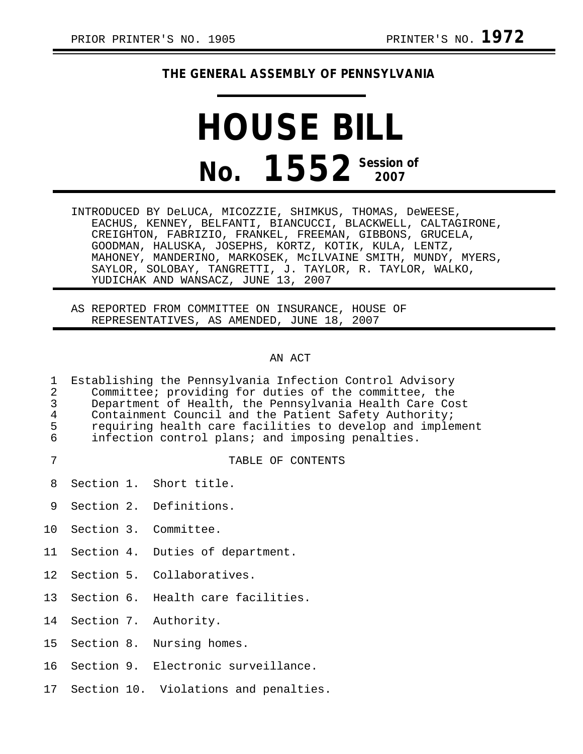PRIOR PRINTER'S NO. 1905 PRINTER'S NO. **1972**

**THE GENERAL ASSEMBLY OF PENNSYLVANIA**

# HOUSE BILL

# No. 1552 Session of 2007

INTRODUCED BY DeLUCA, MICOZZIE, SHIMKUS, THOMAS, DeWEESE, EACHUS, KENNEY, BELFANTI, BIANCUCCI, BLACKWELL, CALTAGIRONE, CREIGHTON, FABRIZIO, FRANKEL, FREEMAN, GIBBONS, GRUCELA, GOODMAN, HALUSKA, JOSEPHS, KORTZ, KOTIK, KULA, LENTZ, MAHONEY, MANDERINO, MARKOSEK, McILVAINE SMITH, MUNDY, MYERS, SAYLOR, SOLOBAY, TANGRETTI, J. TAYLOR, R. TAYLOR, WALKO, YUDICHAK AND WANSACZ, JUNE 13, 2007

AS REPORTED FROM COMMITTEE ON INSURANCE, HOUSE OF REPRESENTATIVES, AS AMENDED, JUNE 18, 2007

AN ACT

Establishing the Pennsylvania Infection Control Advisory Committee; providing for duties of the committee, the Department of Health, the Pennsylvania Health Care Cost Containment Council and the Patient Safety Authority; requiring health care facilities to develop and implement infection control plans; and imposing penalties.

TABLE OF CONTENTS

Section 1. Short title.

Section 2. Definitions.

Section 3. Committee.

Section 4. Duties of department.

Section 5. Collaboratives.

Section 6. Health care facilities.

Section 7. Authority.

Section 8. Nursing homes.

Section 9. Electronic surveillance.

Section 10. Violations and penalties.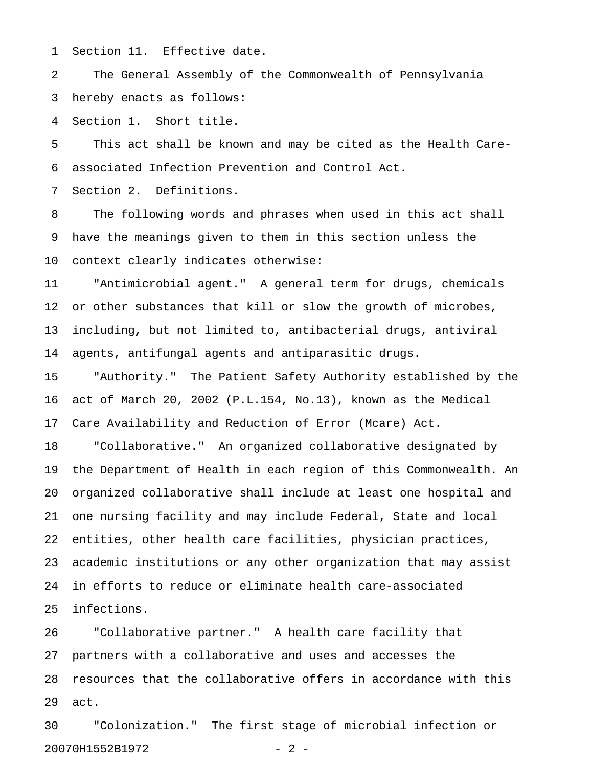Section 11. Effective date.

The General Assembly of the Commonwealth of Pennsylvania hereby enacts as follows:

Section 1. Short title.

This act shall be known and may be cited as the Health Care-associated Infection Prevention and Control Act.

Section 2. Definitions.

The following words and phrases when used in this act shall have the meanings given to them in this section unless the context clearly indicates otherwise:

"Antimicrobial agent." A general term for drugs, chemicals or other substances that kill or slow the growth of microbes, including, but not limited to, antibacterial drugs, antiviral agents, antifungal agents and antiparasitic drugs.

"Authority." The Patient Safety Authority established by the act of March 20, 2002 (P.L.154, No.13), known as the Medical Care Availability and Reduction of Error (Mcare) Act.

"Collaborative." An organized collaborative designated by the Department of Health in each region of this Commonwealth. An organized collaborative shall include at least one hospital and one nursing facility and may include Federal, State and local entities, other health care facilities, physician practices, academic institutions or any other organization that may assist in efforts to reduce or eliminate health care-associated infections.

"Collaborative partner." A health care facility that partners with a collaborative and uses and accesses the resources that the collaborative offers in accordance with this act.

"Colonization." The first stage of microbial infection or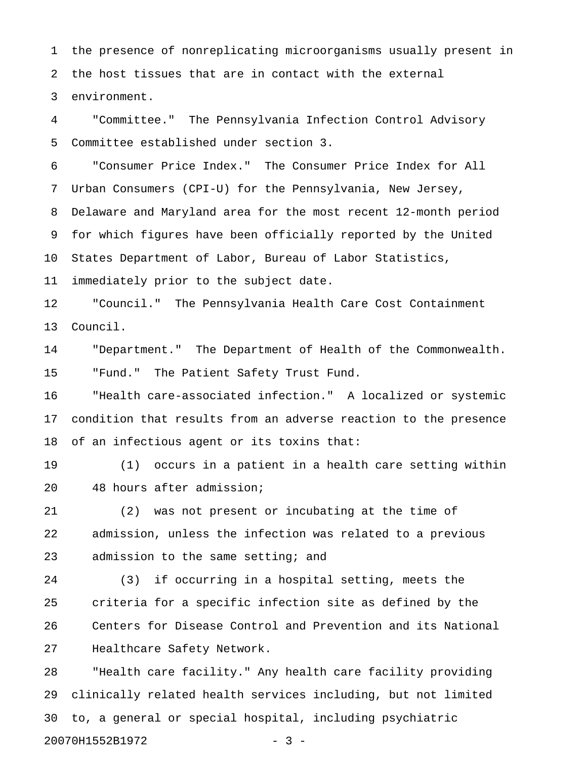the presence of nonreplicating microorganisms usually present in the host tissues that are in contact with the external environment.

"Committee." The Pennsylvania Infection Control Advisory Committee established under section 3.

"Consumer Price Index." The Consumer Price Index for All Urban Consumers (CPI-U) for the Pennsylvania, New Jersey, Delaware and Maryland area for the most recent 12-month period for which figures have been officially reported by the United States Department of Labor, Bureau of Labor Statistics, immediately prior to the subject date.

"Council." The Pennsylvania Health Care Cost Containment Council.

"Department." The Department of Health of the Commonwealth.

"Fund." The Patient Safety Trust Fund.

"Health care-associated infection." A localized or systemic condition that results from an adverse reaction to the presence of an infectious agent or its toxins that:

(1) occurs in a patient in a health care setting within 48 hours after admission;

(2) was not present or incubating at the time of admission, unless the infection was related to a previous admission to the same setting; and

(3) if occurring in a hospital setting, meets the criteria for a specific infection site as defined by the Centers for Disease Control and Prevention and its National Healthcare Safety Network.

"Health care facility." Any health care facility providing clinically related health services including, but not limited to, a general or special hospital, including psychiatric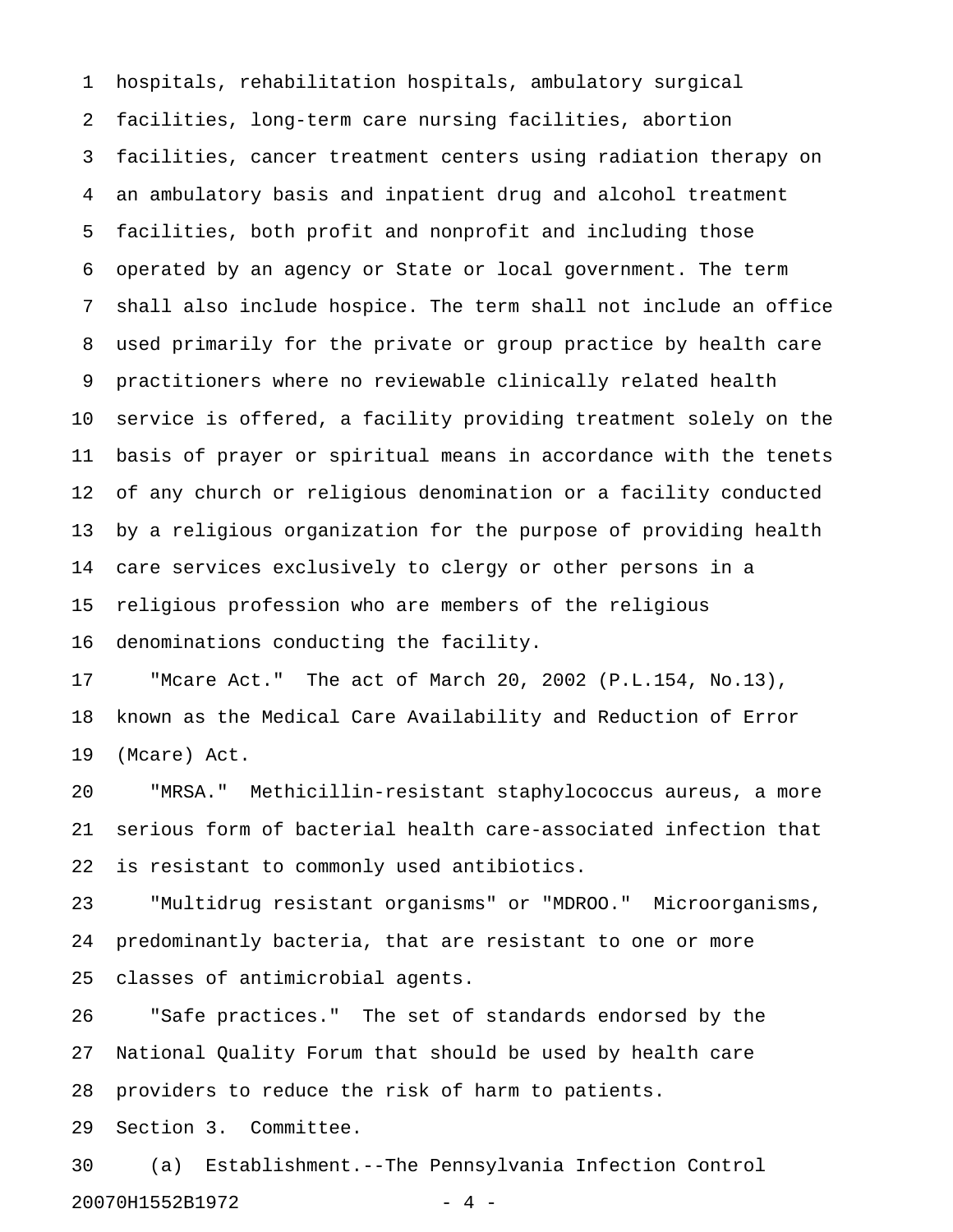hospitals, rehabilitation hospitals, ambulatory surgical facilities, long-term care nursing facilities, abortion facilities, cancer treatment centers using radiation therapy on an ambulatory basis and inpatient drug and alcohol treatment facilities, both profit and nonprofit and including those operated by an agency or State or local government. The term shall also include hospice. The term shall not include an office used primarily for the private or group practice by health care practitioners where no reviewable clinically related health service is offered, a facility providing treatment solely on the basis of prayer or spiritual means in accordance with the tenets of any church or religious denomination or a facility conducted by a religious organization for the purpose of providing health care services exclusively to clergy or other persons in a religious profession who are members of the religious denominations conducting the facility.

"Mcare Act." The act of March 20, 2002 (P.L.154, No.13), known as the Medical Care Availability and Reduction of Error (Mcare) Act.

"MRSA." Methicillin-resistant staphylococcus aureus, a more serious form of bacterial health care-associated infection that is resistant to commonly used antibiotics.

"Multidrug resistant organisms" or "MDROO." Microorganisms, predominantly bacteria, that are resistant to one or more classes of antimicrobial agents.

"Safe practices." The set of standards endorsed by the National Quality Forum that should be used by health care providers to reduce the risk of harm to patients.

Section 3. Committee.

(a) Establishment.--The Pennsylvania Infection Control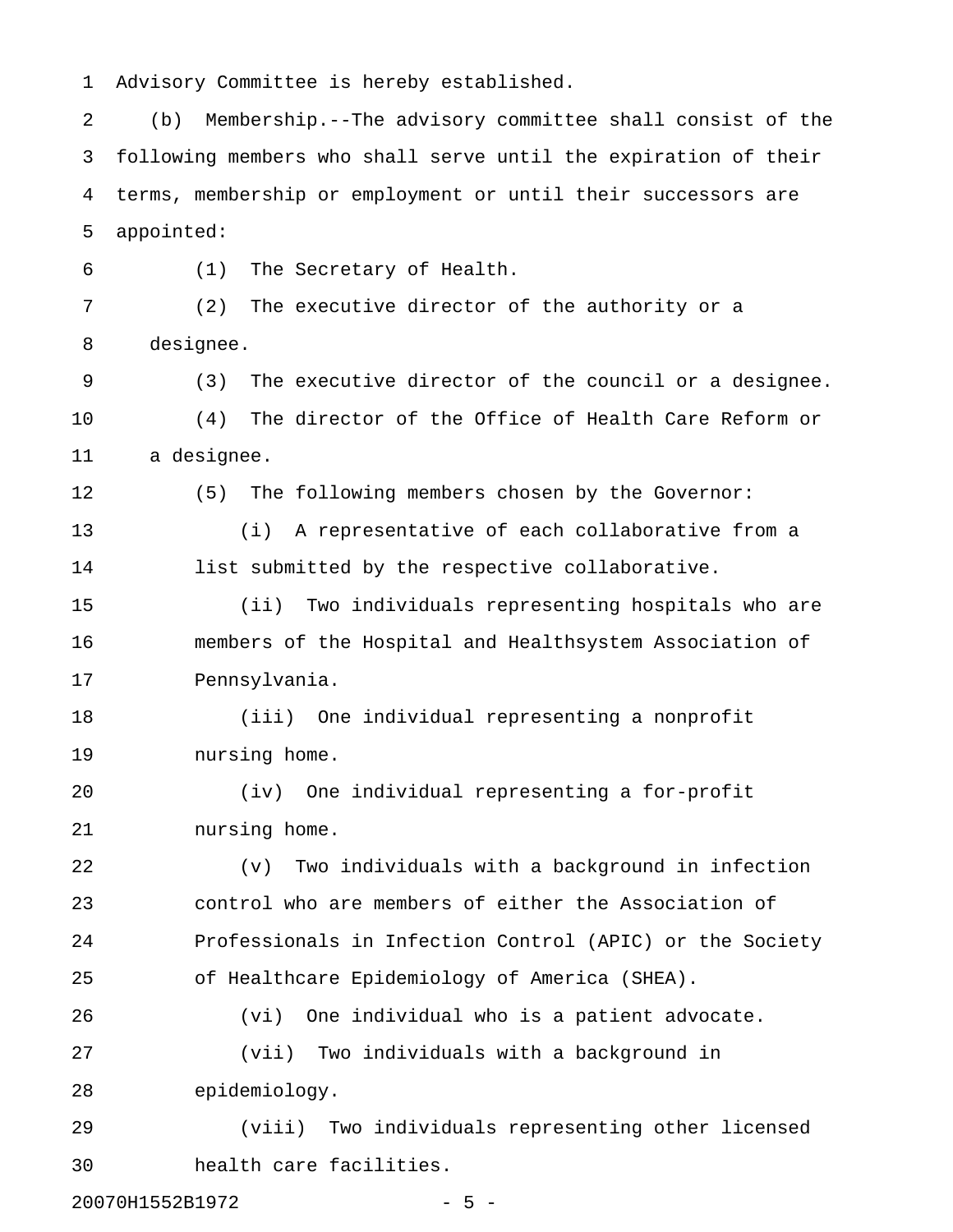Advisory Committee is hereby established.

(b) Membership.--The advisory committee shall consist of the following members who shall serve until the expiration of their terms, membership or employment or until their successors are appointed:

(1) The Secretary of Health.

(2) The executive director of the authority or a designee.

(3) The executive director of the council or a designee.

(4) The director of the Office of Health Care Reform or a designee.

(5) The following members chosen by the Governor:

(i) A representative of each collaborative from a list submitted by the respective collaborative.

(ii) Two individuals representing hospitals who are members of the Hospital and Healthsystem Association of Pennsylvania.

(iii) One individual representing a nonprofit nursing home.

(iv) One individual representing a for-profit nursing home.

(v) Two individuals with a background in infection control who are members of either the Association of Professionals in Infection Control (APIC) or the Society of Healthcare Epidemiology of America (SHEA).

(vi) One individual who is a patient advocate.

(vii) Two individuals with a background in epidemiology.

(viii) Two individuals representing other licensed health care facilities.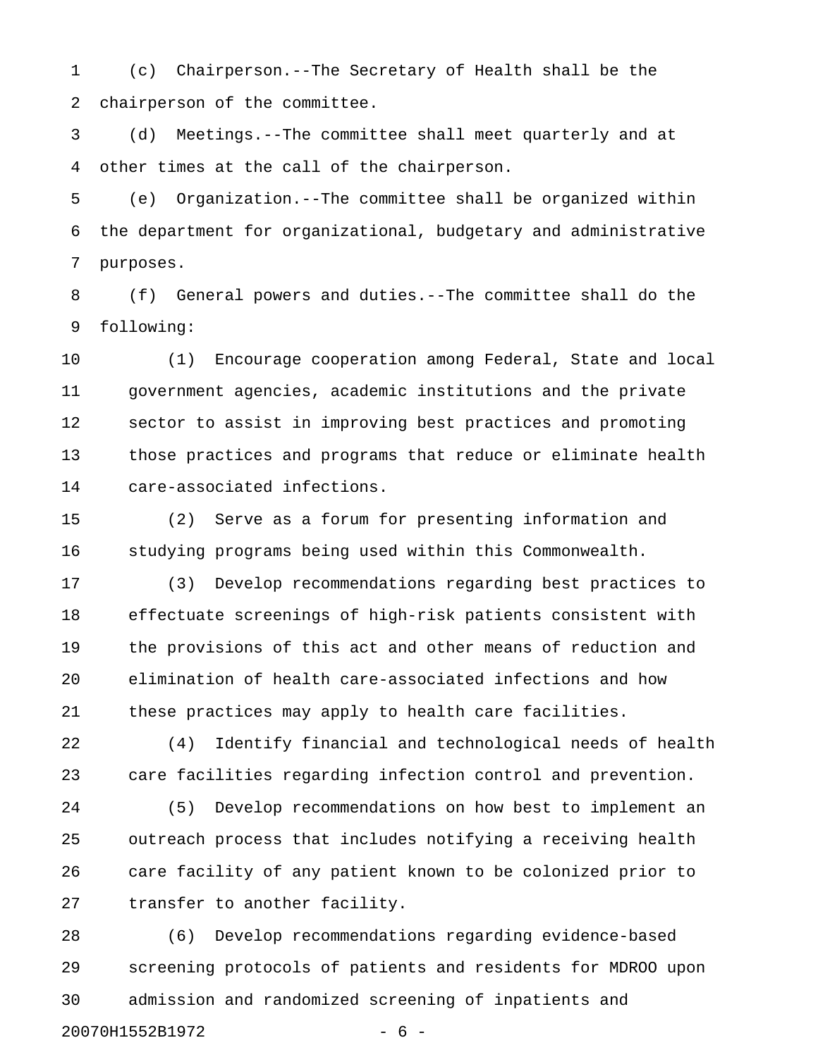(c) Chairperson.--The Secretary of Health shall be the chairperson of the committee.

(d) Meetings.--The committee shall meet quarterly and at other times at the call of the chairperson.

(e) Organization.--The committee shall be organized within the department for organizational, budgetary and administrative purposes.

(f) General powers and duties.--The committee shall do the following:

(1) Encourage cooperation among Federal, State and local government agencies, academic institutions and the private sector to assist in improving best practices and promoting those practices and programs that reduce or eliminate health care-associated infections.

(2) Serve as a forum for presenting information and studying programs being used within this Commonwealth.

(3) Develop recommendations regarding best practices to effectuate screenings of high-risk patients consistent with the provisions of this act and other means of reduction and elimination of health care-associated infections and how these practices may apply to health care facilities.

(4) Identify financial and technological needs of health care facilities regarding infection control and prevention.

(5) Develop recommendations on how best to implement an outreach process that includes notifying a receiving health care facility of any patient known to be colonized prior to transfer to another facility.

(6) Develop recommendations regarding evidence-based screening protocols of patients and residents for MDROO upon admission and randomized screening of inpatients and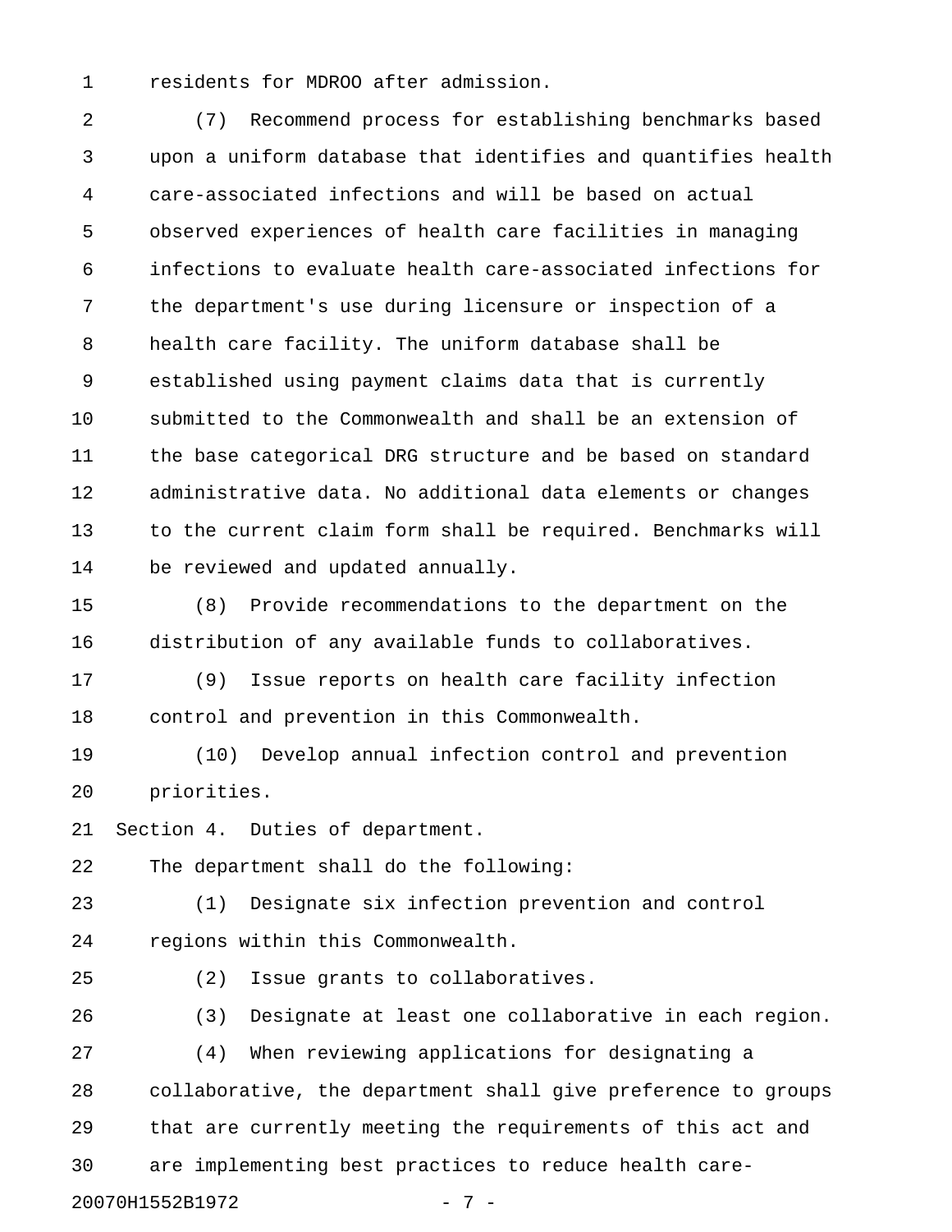residents for MDROO after admission.

(7) Recommend process for establishing benchmarks based upon a uniform database that identifies and quantifies health care-associated infections and will be based on actual observed experiences of health care facilities in managing infections to evaluate health care-associated infections for the department's use during licensure or inspection of a health care facility. The uniform database shall be established using payment claims data that is currently submitted to the Commonwealth and shall be an extension of the base categorical DRG structure and be based on standard administrative data. No additional data elements or changes to the current claim form shall be required. Benchmarks will be reviewed and updated annually.

(8) Provide recommendations to the department on the distribution of any available funds to collaboratives.

(9) Issue reports on health care facility infection control and prevention in this Commonwealth.

(10) Develop annual infection control and prevention priorities.

Section 4. Duties of department.

The department shall do the following:

(1) Designate six infection prevention and control regions within this Commonwealth.

(2) Issue grants to collaboratives.

(3) Designate at least one collaborative in each region.

(4) When reviewing applications for designating a collaborative, the department shall give preference to groups that are currently meeting the requirements of this act and are implementing best practices to reduce health care-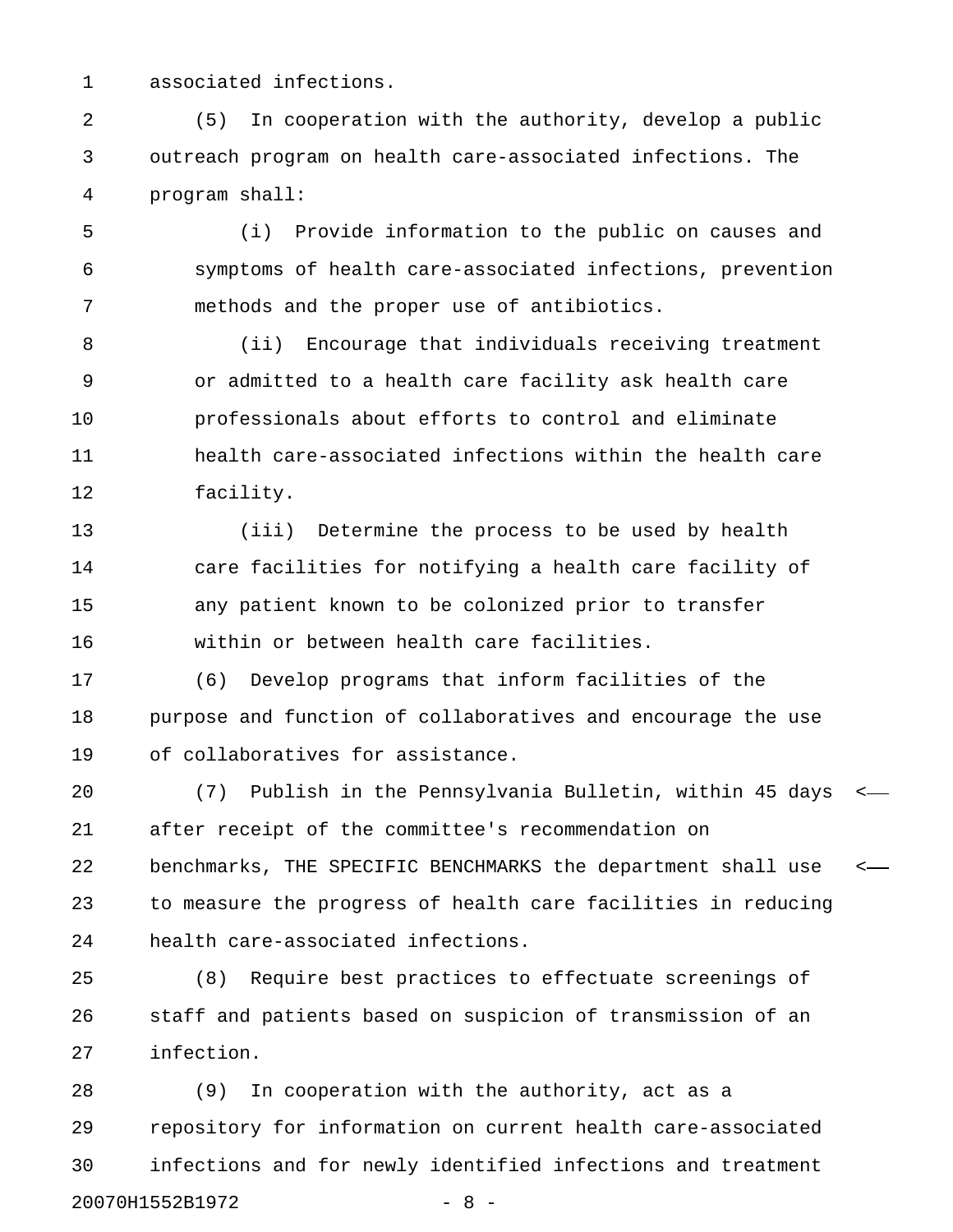associated infections.

(5) In cooperation with the authority, develop a public outreach program on health care-associated infections. The program shall:

(i) Provide information to the public on causes and symptoms of health care-associated infections, prevention methods and the proper use of antibiotics.

(ii) Encourage that individuals receiving treatment or admitted to a health care facility ask health care professionals about efforts to control and eliminate health care-associated infections within the health care facility.

(iii) Determine the process to be used by health care facilities for notifying a health care facility of any patient known to be colonized prior to transfer within or between health care facilities.

(6) Develop programs that inform facilities of the purpose and function of collaboratives and encourage the use of collaboratives for assistance.

(7) Publish in the Pennsylvania Bulletin, within 45 days after receipt of the committee's recommendation on benchmarks, THE SPECIFIC BENCHMARKS the department shall use to measure the progress of health care facilities in reducing health care-associated infections.

(8) Require best practices to effectuate screenings of staff and patients based on suspicion of transmission of an infection.

(9) In cooperation with the authority, act as a repository for information on current health care-associated infections and for newly identified infections and treatment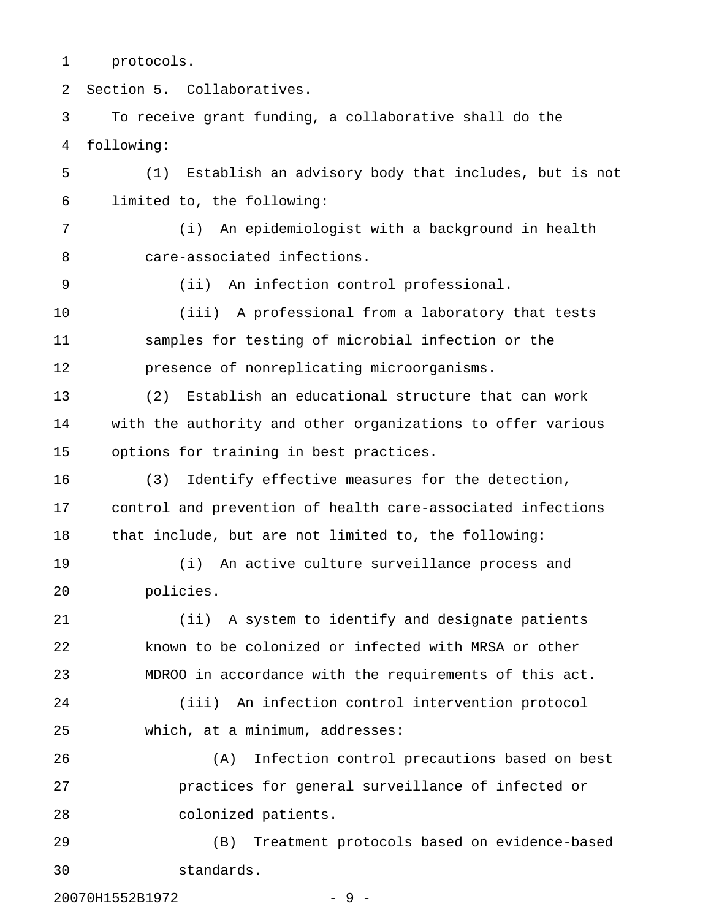protocols.

Section 5. Collaboratives.

To receive grant funding, a collaborative shall do the following:

(1) Establish an advisory body that includes, but is not limited to, the following:

(i) An epidemiologist with a background in health care-associated infections.

(ii) An infection control professional.

(iii) A professional from a laboratory that tests samples for testing of microbial infection or the presence of nonreplicating microorganisms.

(2) Establish an educational structure that can work with the authority and other organizations to offer various options for training in best practices.

(3) Identify effective measures for the detection, control and prevention of health care-associated infections that include, but are not limited to, the following:

(i) An active culture surveillance process and policies.

(ii) A system to identify and designate patients known to be colonized or infected with MRSA or other MDROO in accordance with the requirements of this act.

(iii) An infection control intervention protocol which, at a minimum, addresses:

(A) Infection control precautions based on best practices for general surveillance of infected or colonized patients.

(B) Treatment protocols based on evidence-based standards.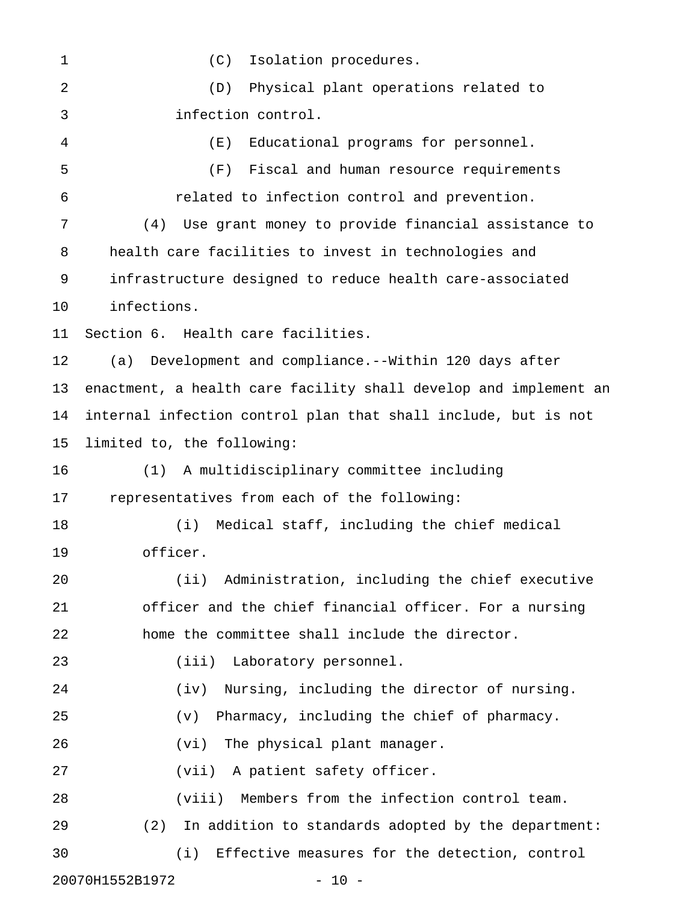(C) Isolation procedures.

(D) Physical plant operations related to infection control.

(E) Educational programs for personnel.

(F) Fiscal and human resource requirements related to infection control and prevention.

(4) Use grant money to provide financial assistance to health care facilities to invest in technologies and infrastructure designed to reduce health care-associated infections.

Section 6. Health care facilities.

(a) Development and compliance.--Within 120 days after enactment, a health care facility shall develop and implement an internal infection control plan that shall include, but is not limited to, the following:

(1) A multidisciplinary committee including representatives from each of the following:

(i) Medical staff, including the chief medical officer.

(ii) Administration, including the chief executive officer and the chief financial officer. For a nursing home the committee shall include the director.

(iii) Laboratory personnel.

(iv) Nursing, including the director of nursing.

(v) Pharmacy, including the chief of pharmacy.

(vi) The physical plant manager.

(vii) A patient safety officer.

(viii) Members from the infection control team.

(2) In addition to standards adopted by the department:

(i) Effective measures for the detection, control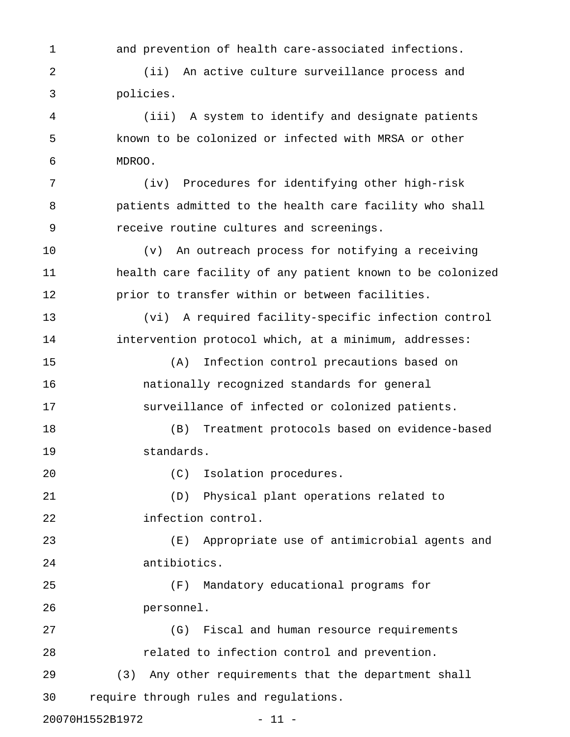and prevention of health care-associated infections.

(ii) An active culture surveillance process and policies.

(iii) A system to identify and designate patients known to be colonized or infected with MRSA or other MDROO.

(iv) Procedures for identifying other high-risk patients admitted to the health care facility who shall receive routine cultures and screenings.

(v) An outreach process for notifying a receiving health care facility of any patient known to be colonized prior to transfer within or between facilities.

(vi) A required facility-specific infection control intervention protocol which, at a minimum, addresses:

(A) Infection control precautions based on nationally recognized standards for general surveillance of infected or colonized patients.

(B) Treatment protocols based on evidence-based standards.

(C) Isolation procedures.

(D) Physical plant operations related to infection control.

(E) Appropriate use of antimicrobial agents and antibiotics.

(F) Mandatory educational programs for personnel.

(G) Fiscal and human resource requirements related to infection control and prevention.

(3) Any other requirements that the department shall require through rules and regulations.

20070H1552B1972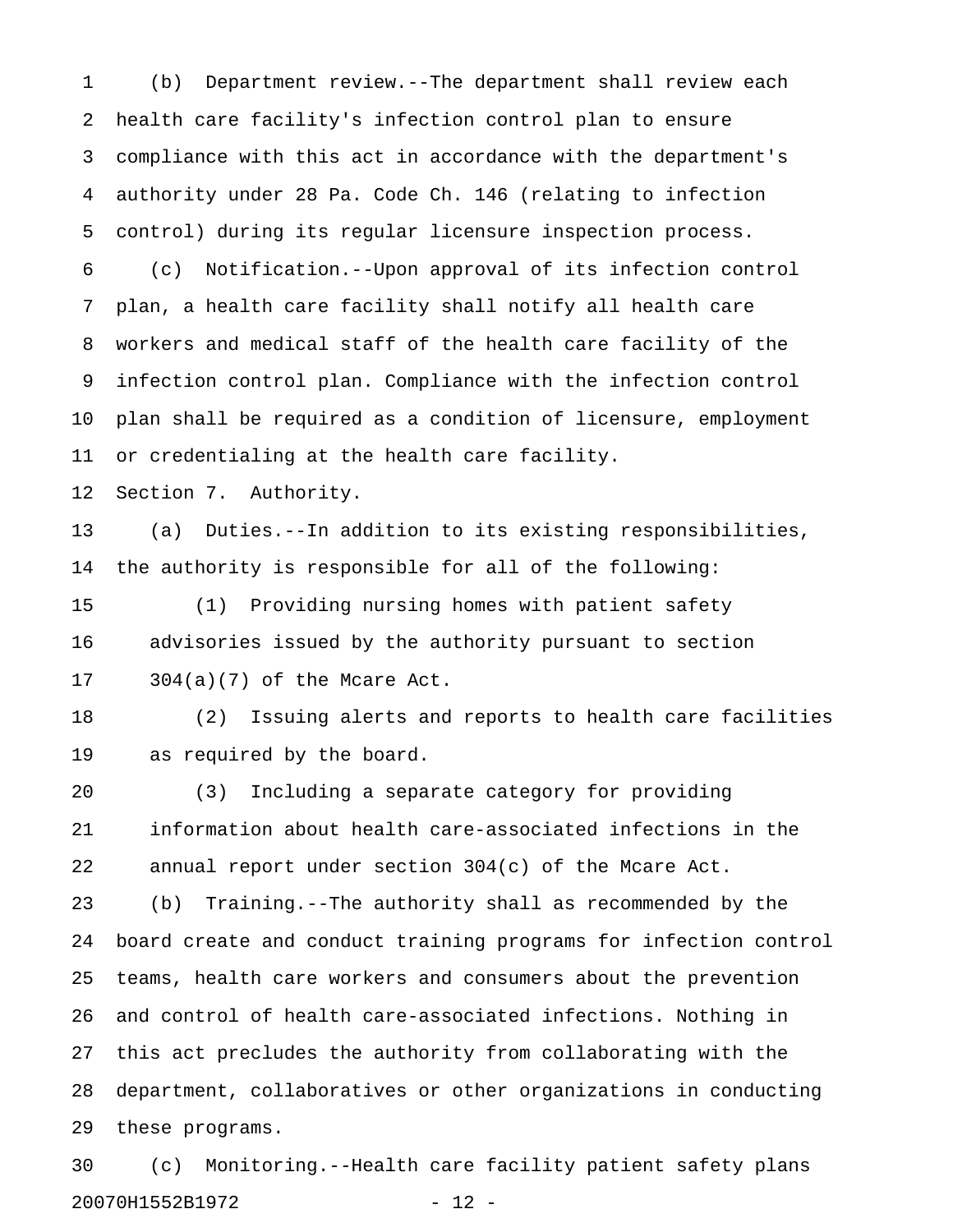(b) Department review.--The department shall review each health care facility's infection control plan to ensure compliance with this act in accordance with the department's authority under 28 Pa. Code Ch. 146 (relating to infection control) during its regular licensure inspection process.

(c) Notification.--Upon approval of its infection control plan, a health care facility shall notify all health care workers and medical staff of the health care facility of the infection control plan. Compliance with the infection control plan shall be required as a condition of licensure, employment or credentialing at the health care facility.

Section 7. Authority.

(a) Duties.--In addition to its existing responsibilities, the authority is responsible for all of the following:

(1) Providing nursing homes with patient safety advisories issued by the authority pursuant to section 304(a)(7) of the Mcare Act.

(2) Issuing alerts and reports to health care facilities as required by the board.

(3) Including a separate category for providing information about health care-associated infections in the annual report under section 304(c) of the Mcare Act.

(b) Training.--The authority shall as recommended by the board create and conduct training programs for infection control teams, health care workers and consumers about the prevention and control of health care-associated infections. Nothing in this act precludes the authority from collaborating with the department, collaboratives or other organizations in conducting these programs.

(c) Monitoring.--Health care facility patient safety plans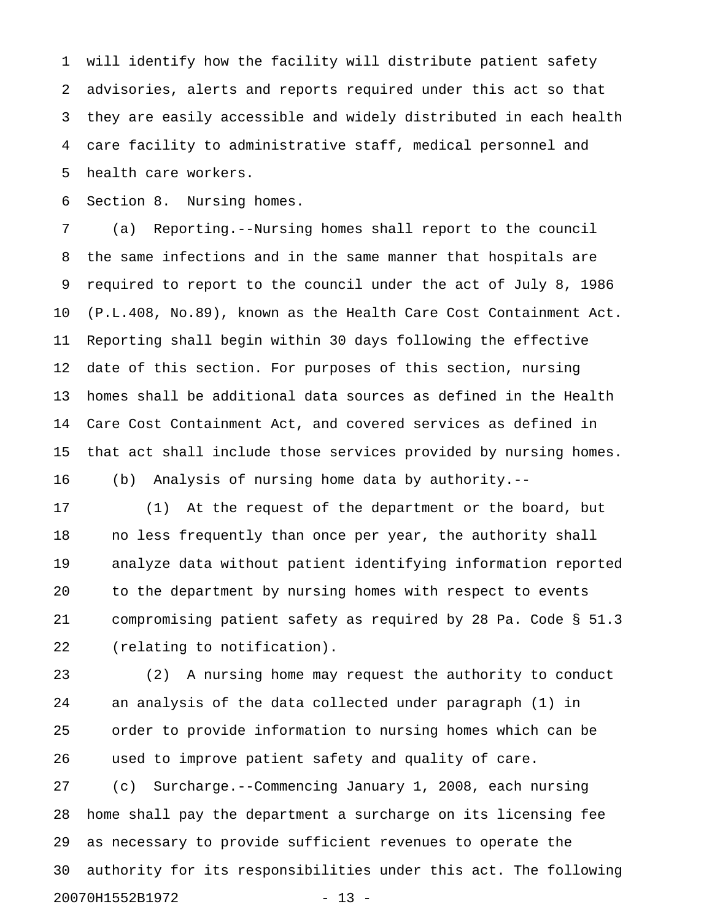will identify how the facility will distribute patient safety advisories, alerts and reports required under this act so that they are easily accessible and widely distributed in each health care facility to administrative staff, medical personnel and health care workers.

Section 8. Nursing homes.

(a) Reporting.--Nursing homes shall report to the council the same infections and in the same manner that hospitals are required to report to the council under the act of July 8, 1986 (P.L.408, No.89), known as the Health Care Cost Containment Act. Reporting shall begin within 30 days following the effective date of this section. For purposes of this section, nursing homes shall be additional data sources as defined in the Health Care Cost Containment Act, and covered services as defined in that act shall include those services provided by nursing homes.

(b) Analysis of nursing home data by authority.--

(1) At the request of the department or the board, but no less frequently than once per year, the authority shall analyze data without patient identifying information reported to the department by nursing homes with respect to events compromising patient safety as required by 28 Pa. Code § 51.3 (relating to notification).

(2) A nursing home may request the authority to conduct an analysis of the data collected under paragraph (1) in order to provide information to nursing homes which can be used to improve patient safety and quality of care.

(c) Surcharge.--Commencing January 1, 2008, each nursing home shall pay the department a surcharge on its licensing fee as necessary to provide sufficient revenues to operate the authority for its responsibilities under this act. The following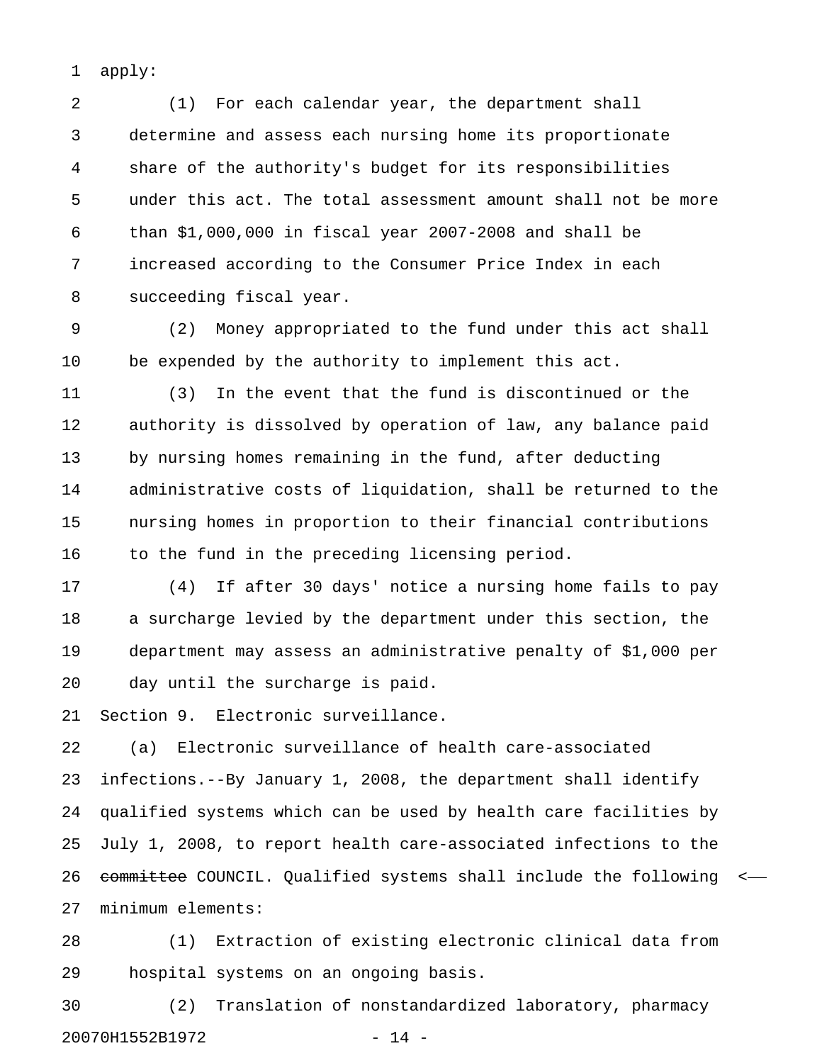apply:

(1) For each calendar year, the department shall determine and assess each nursing home its proportionate share of the authority's budget for its responsibilities under this act. The total assessment amount shall not be more than $1,000,000 in fiscal year 2007-2008 and shall be increased according to the Consumer Price Index in each succeeding fiscal year.

(2) Money appropriated to the fund under this act shall be expended by the authority to implement this act.

(3) In the event that the fund is discontinued or the authority is dissolved by operation of law, any balance paid by nursing homes remaining in the fund, after deducting administrative costs of liquidation, shall be returned to the nursing homes in proportion to their financial contributions to the fund in the preceding licensing period.

(4) If after 30 days' notice a nursing home fails to pay a surcharge levied by the department under this section, the department may assess an administrative penalty of $1,000 per day until the surcharge is paid.

Section 9. Electronic surveillance.

(a) Electronic surveillance of health care-associated infections.--By January 1, 2008, the department shall identify qualified systems which can be used by health care facilities by July 1, 2008, to report health care-associated infections to the ~~committee~~ COUNCIL. Qualified systems shall include the following minimum elements:

(1) Extraction of existing electronic clinical data from hospital systems on an ongoing basis.

(2) Translation of nonstandardized laboratory, pharmacy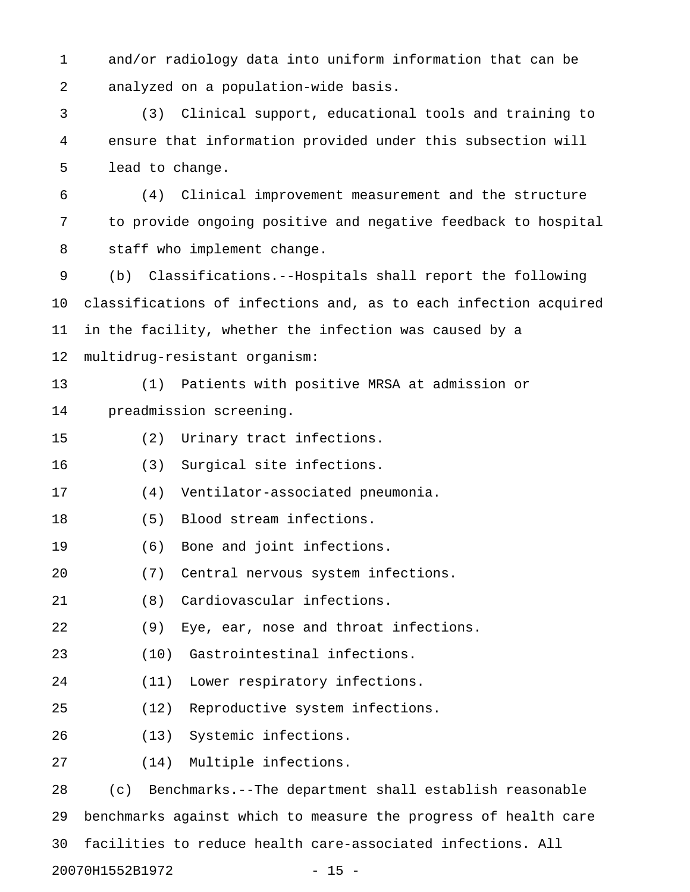and/or radiology data into uniform information that can be analyzed on a population-wide basis.

(3) Clinical support, educational tools and training to ensure that information provided under this subsection will lead to change.

(4) Clinical improvement measurement and the structure to provide ongoing positive and negative feedback to hospital staff who implement change.

(b) Classifications.--Hospitals shall report the following classifications of infections and, as to each infection acquired in the facility, whether the infection was caused by a multidrug-resistant organism:

(1) Patients with positive MRSA at admission or preadmission screening.

(2) Urinary tract infections.

(3) Surgical site infections.

(4) Ventilator-associated pneumonia.

(5) Blood stream infections.

(6) Bone and joint infections.

(7) Central nervous system infections.

(8) Cardiovascular infections.

(9) Eye, ear, nose and throat infections.

(10) Gastrointestinal infections.

(11) Lower respiratory infections.

(12) Reproductive system infections.

(13) Systemic infections.

(14) Multiple infections.

(c) Benchmarks.--The department shall establish reasonable benchmarks against which to measure the progress of health care facilities to reduce health care-associated infections. All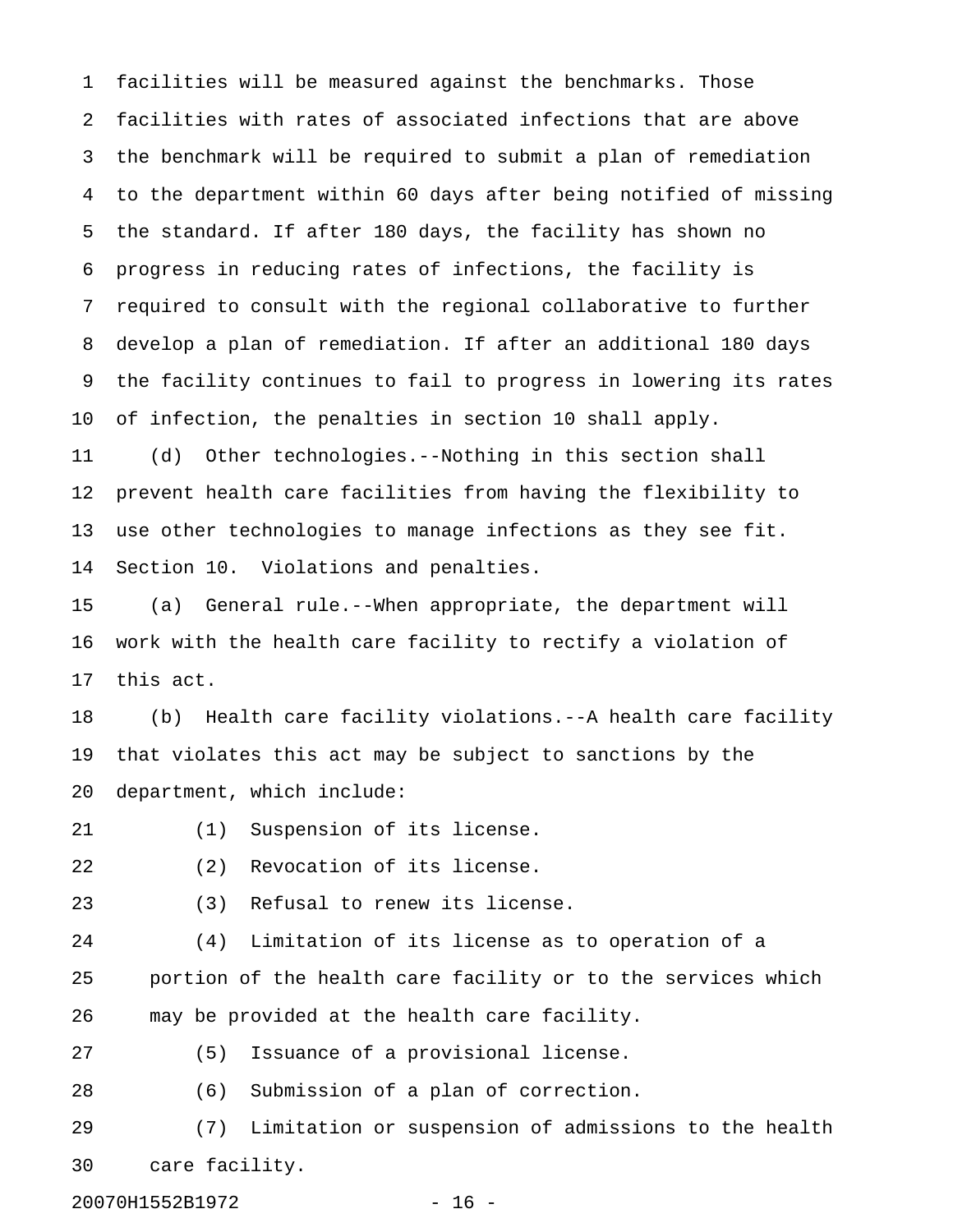facilities will be measured against the benchmarks. Those facilities with rates of associated infections that are above the benchmark will be required to submit a plan of remediation to the department within 60 days after being notified of missing the standard. If after 180 days, the facility has shown no progress in reducing rates of infections, the facility is required to consult with the regional collaborative to further develop a plan of remediation. If after an additional 180 days the facility continues to fail to progress in lowering its rates of infection, the penalties in section 10 shall apply.

(d) Other technologies.--Nothing in this section shall prevent health care facilities from having the flexibility to use other technologies to manage infections as they see fit.

Section 10. Violations and penalties.

(a) General rule.--When appropriate, the department will work with the health care facility to rectify a violation of this act.

(b) Health care facility violations.--A health care facility that violates this act may be subject to sanctions by the department, which include:

(1) Suspension of its license.

(2) Revocation of its license.

(3) Refusal to renew its license.

(4) Limitation of its license as to operation of a portion of the health care facility or to the services which may be provided at the health care facility.

(5) Issuance of a provisional license.

(6) Submission of a plan of correction.

(7) Limitation or suspension of admissions to the health care facility.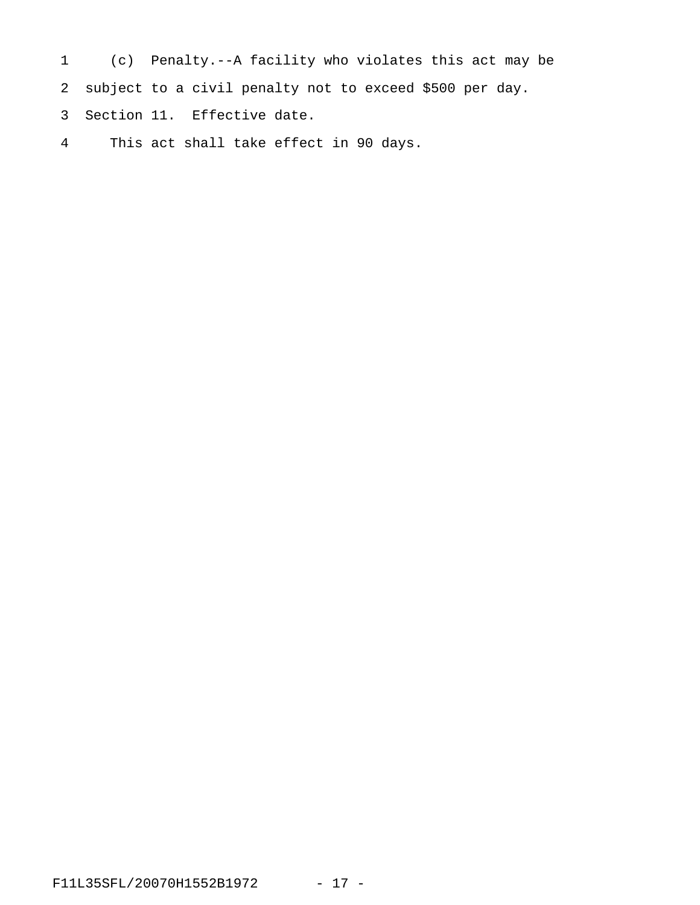(c) Penalty.--A facility who violates this act may be subject to a civil penalty not to exceed $500 per day.

Section 11. Effective date.

This act shall take effect in 90 days.